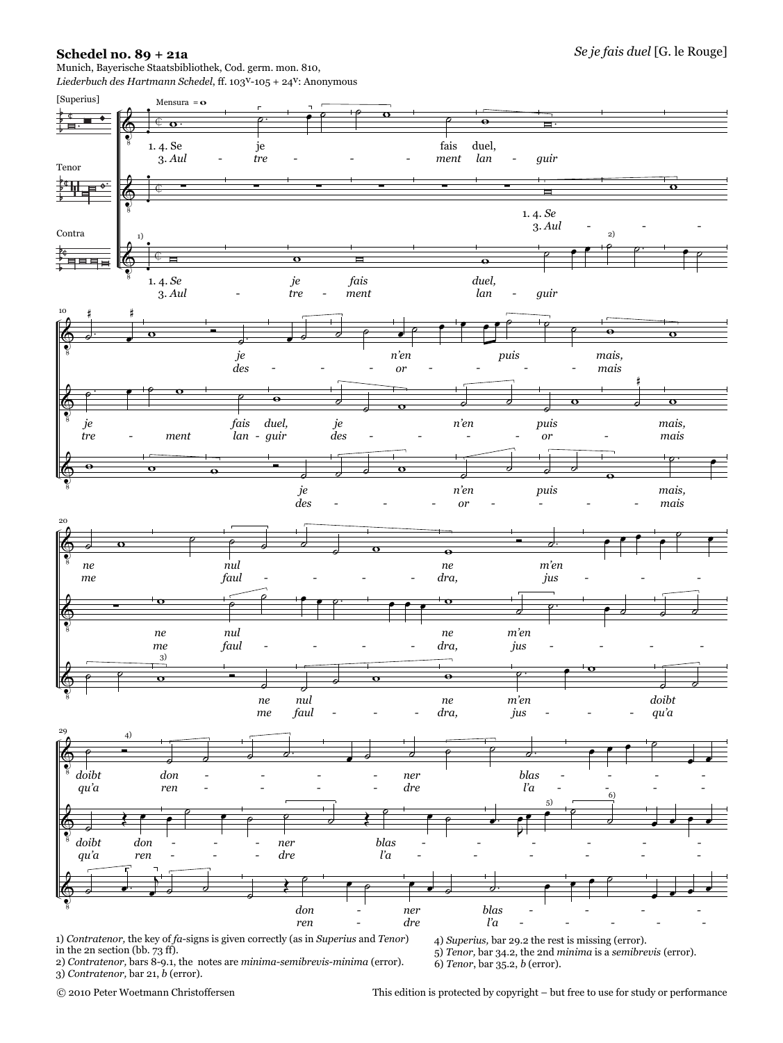**Schedel no. 89 + 21a**

*Se je fais duel* [G. le Rouge]

Munich, Bayerische Staatsbibliothek, Cod. germ. mon. 810,
*Liederbuch des Hartmann Schedel*, ff. 103v-105 + 24v: Anonymous

1) *Contratenor*, the key of *fa*-signs is given correctly (as in *Superius* and *Tenor*) in the 2n section (bb. 73 ff).
2) *Contratenor*, bars 8-9.1, the notes are *minima-semibrevis-minima* (error).
3) *Contratenor*, bar 21, *b* (error).
4) *Superius*, bar 29.2 the rest is missing (error).
5) *Tenor*, bar 34.2, the 2nd *minima* is a *semibrevis* (error).
6) *Tenor*, bar 35.2, *b* (error).

© 2010 Peter Woetmann Christoffersen — This edition is protected by copyright – but free to use for study or performance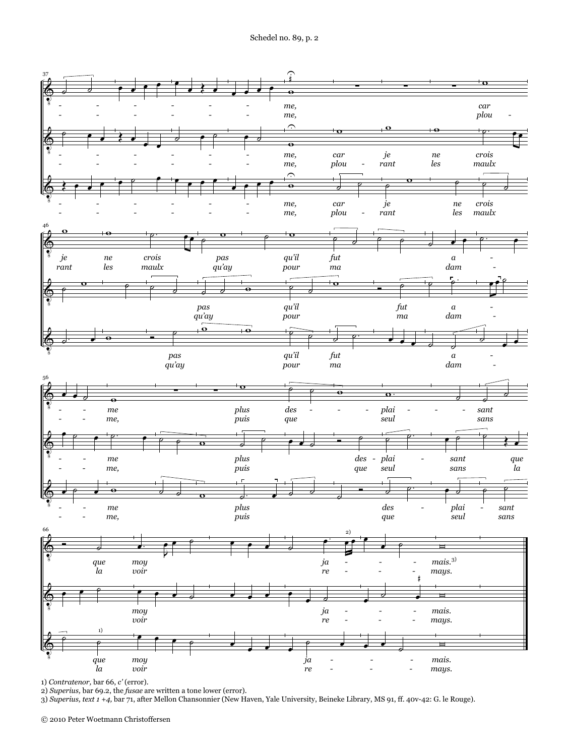1) *Contratenor*, bar 66, *c'* (error).

2) *Superius*, bar 69.2, the *fusae* are written a tone lower (error).

3) *Superius, text 1 +4*, bar 71, after Mellon Chansonnier (New Haven, Yale University, Beineke Library, MS 91, ff. 40v-42: G. le Rouge).

© 2010 Peter Woetmann Christoffersen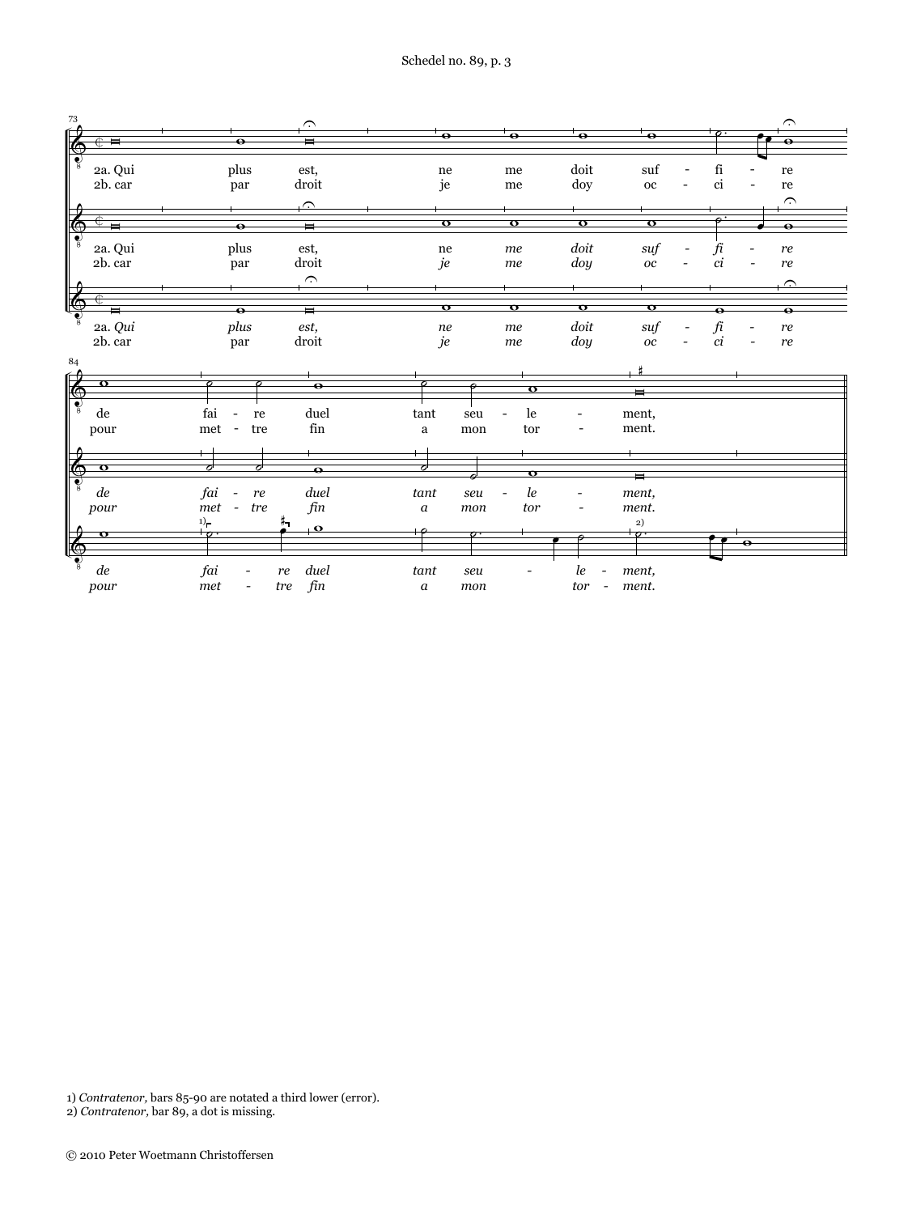73

2a. Qui plus est, ne me doit suf - fi - re
2b. car par droit je me doy oc - ci - re

2a. Qui plus est, *ne me doit suf - fi - re*
2b. car par droit *je me doy oc - ci - re*

2a. *Qui plus est, ne me doit suf - fi - re*
2b. car par droit *je me doy oc - ci - re*

84

de fai - re duel tant seu - le - ment,
pour met - tre fin a mon tor - ment.

*de fai - re duel tant seu - le - ment,*
*pour met - tre fin a mon tor - ment.*

*de fai - re duel tant seu - le - ment,*
*pour met - tre fin a mon tor - ment.*

1) *Contratenor,* bars 85-90 are notated a third lower (error).
2) *Contratenor,* bar 89, a dot is missing.

© 2010 Peter Woetmann Christoffersen